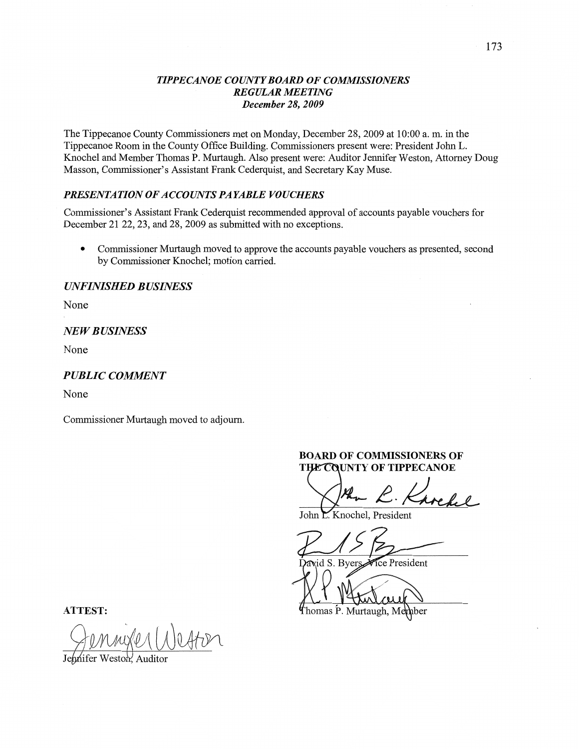## *TIPPECANOE COUNTY BOARD OF COMMISSIONERS*
## *REGULAR MEETING*
### *December 28, 2009*

The Tippecanoe County Commissioners met on Monday, December 28, 2009 at 10:00 a. m. in the Tippecanoe Room in the County Office Building. Commissioners present were: President John L. Knochel and Member Thomas P. Murtaugh. Also present were: Auditor Jennifer Weston, Attorney Doug Masson, Commissioner's Assistant Frank Cederquist, and Secretary Kay Muse.

### *PRESENTATION OF ACCOUNTS PAYABLE VOUCHERS*

Commissioner's Assistant Frank Cederquist recommended approval of accounts payable vouchers for December 21 22, 23, and 28, 2009 as submitted with no exceptions.

- Commissioner Murtaugh moved to approve the accounts payable vouchers as presented, second by Commissioner Knochel; motion carried.

### *UNFINISHED BUSINESS*

None

### *NEW BUSINESS*

None

### *PUBLIC COMMENT*

None

Commissioner Murtaugh moved to adjourn.

**BOARD OF COMMISSIONERS OF THE COUNTY OF TIPPECANOE**

John L. Knochel, President

David S. Byers, Vice President

Thomas P. Murtaugh, Member

**ATTEST:**

Jennifer Weston, Auditor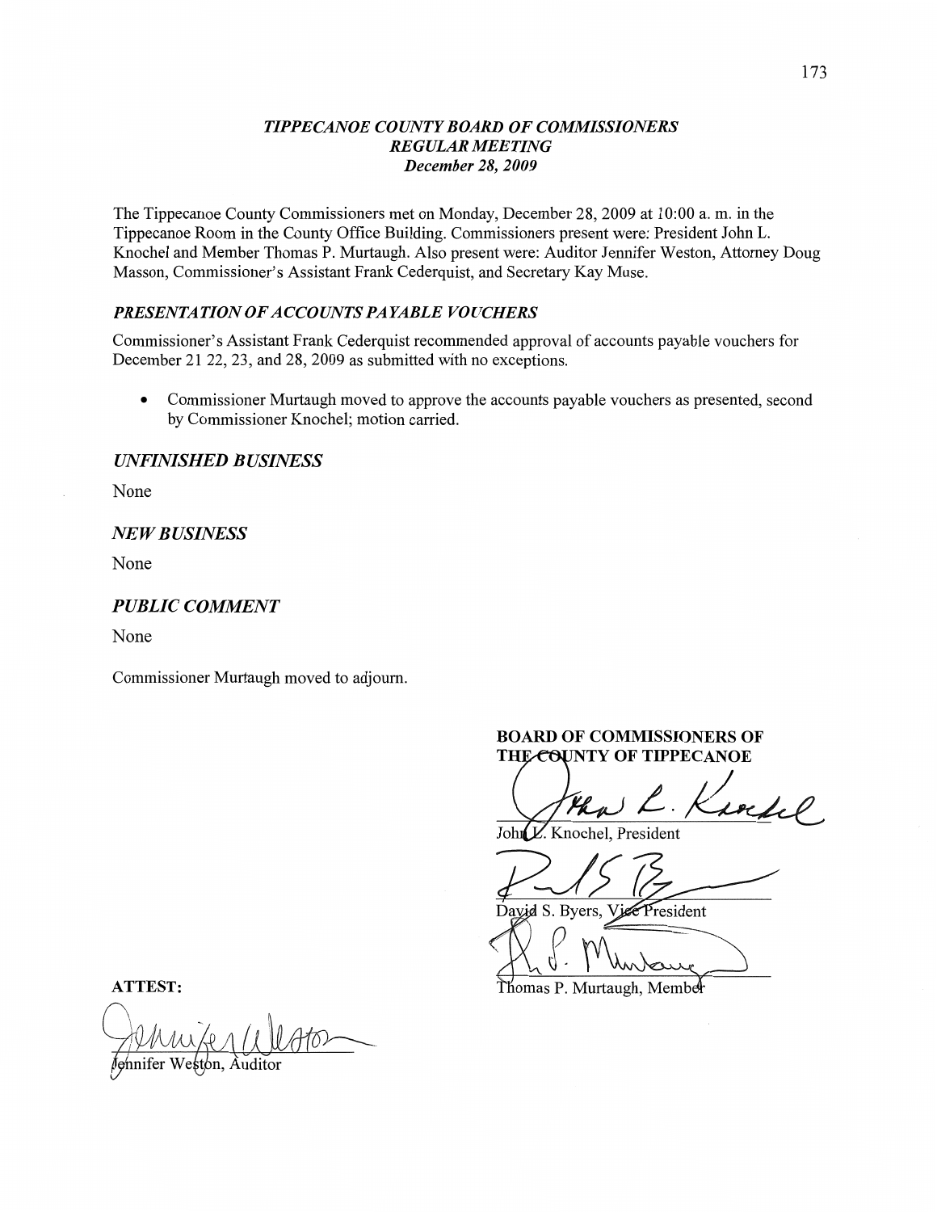### *TIPPECANOE COUNTY BOARD OF COMMISSIONERS*
### *REGULAR MEETING*
### *December 28, 2009*

The Tippecanoe County Commissioners met on Monday, December 28, 2009 at 10:00 a. m. in the Tippecanoe Room in the County Office Building. Commissioners present were: President John L. Knochel and Member Thomas P. Murtaugh. Also present were: Auditor Jennifer Weston, Attorney Doug Masson, Commissioner's Assistant Frank Cederquist, and Secretary Kay Muse.

## *PRESENTATION OF ACCOUNTS PAYABLE VOUCHERS*

Commissioner's Assistant Frank Cederquist recommended approval of accounts payable vouchers for December 21 22, 23, and 28, 2009 as submitted with no exceptions.

- Commissioner Murtaugh moved to approve the accounts payable vouchers as presented, second by Commissioner Knochel; motion carried.

## *UNFINISHED BUSINESS*

None

## *NEW BUSINESS*

None

## *PUBLIC COMMENT*

None

Commissioner Murtaugh moved to adjourn.

**BOARD OF COMMISSIONERS OF THE COUNTY OF TIPPECANOE**

John L. Knochel, President

David S. Byers, Vice President

Thomas P. Murtaugh, Member

**ATTEST:**

Jennifer Weston, Auditor